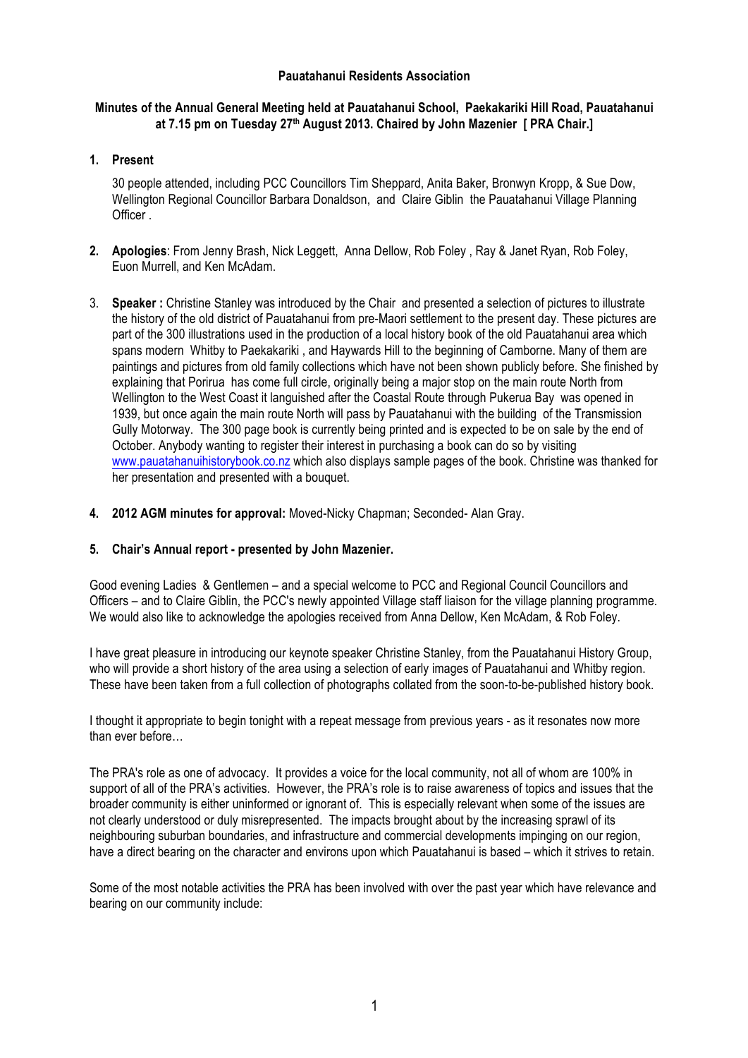**Pauatahanui Residents Association**

**Minutes of the Annual General Meeting held at Pauatahanui School, Paekakariki Hill Road, Pauatahanui at 7.15 pm on Tuesday 27th August 2013. Chaired by John Mazenier [ PRA Chair.]**

1. **Present**

   30 people attended, including PCC Councillors Tim Sheppard, Anita Baker, Bronwyn Kropp, & Sue Dow, Wellington Regional Councillor Barbara Donaldson, and Claire Giblin the Pauatahanui Village Planning Officer .

2. **Apologies**: From Jenny Brash, Nick Leggett, Anna Dellow, Rob Foley , Ray & Janet Ryan, Rob Foley, Euon Murrell, and Ken McAdam.

3. **Speaker :** Christine Stanley was introduced by the Chair and presented a selection of pictures to illustrate the history of the old district of Pauatahanui from pre-Maori settlement to the present day. These pictures are part of the 300 illustrations used in the production of a local history book of the old Pauatahanui area which spans modern Whitby to Paekakariki , and Haywards Hill to the beginning of Camborne. Many of them are paintings and pictures from old family collections which have not been shown publicly before. She finished by explaining that Porirua has come full circle, originally being a major stop on the main route North from Wellington to the West Coast it languished after the Coastal Route through Pukerua Bay was opened in 1939, but once again the main route North will pass by Pauatahanui with the building of the Transmission Gully Motorway. The 300 page book is currently being printed and is expected to be on sale by the end of October. Anybody wanting to register their interest in purchasing a book can do so by visiting www.pauatahanuihistorybook.co.nz which also displays sample pages of the book. Christine was thanked for her presentation and presented with a bouquet.

4. **2012 AGM minutes for approval:** Moved-Nicky Chapman; Seconded- Alan Gray.

5. **Chair's Annual report - presented by John Mazenier.**

Good evening Ladies & Gentlemen – and a special welcome to PCC and Regional Council Councillors and Officers – and to Claire Giblin, the PCC's newly appointed Village staff liaison for the village planning programme. We would also like to acknowledge the apologies received from Anna Dellow, Ken McAdam, & Rob Foley.

I have great pleasure in introducing our keynote speaker Christine Stanley, from the Pauatahanui History Group, who will provide a short history of the area using a selection of early images of Pauatahanui and Whitby region. These have been taken from a full collection of photographs collated from the soon-to-be-published history book.

I thought it appropriate to begin tonight with a repeat message from previous years - as it resonates now more than ever before…

The PRA's role as one of advocacy. It provides a voice for the local community, not all of whom are 100% in support of all of the PRA's activities. However, the PRA's role is to raise awareness of topics and issues that the broader community is either uninformed or ignorant of. This is especially relevant when some of the issues are not clearly understood or duly misrepresented. The impacts brought about by the increasing sprawl of its neighbouring suburban boundaries, and infrastructure and commercial developments impinging on our region, have a direct bearing on the character and environs upon which Pauatahanui is based – which it strives to retain.

Some of the most notable activities the PRA has been involved with over the past year which have relevance and bearing on our community include: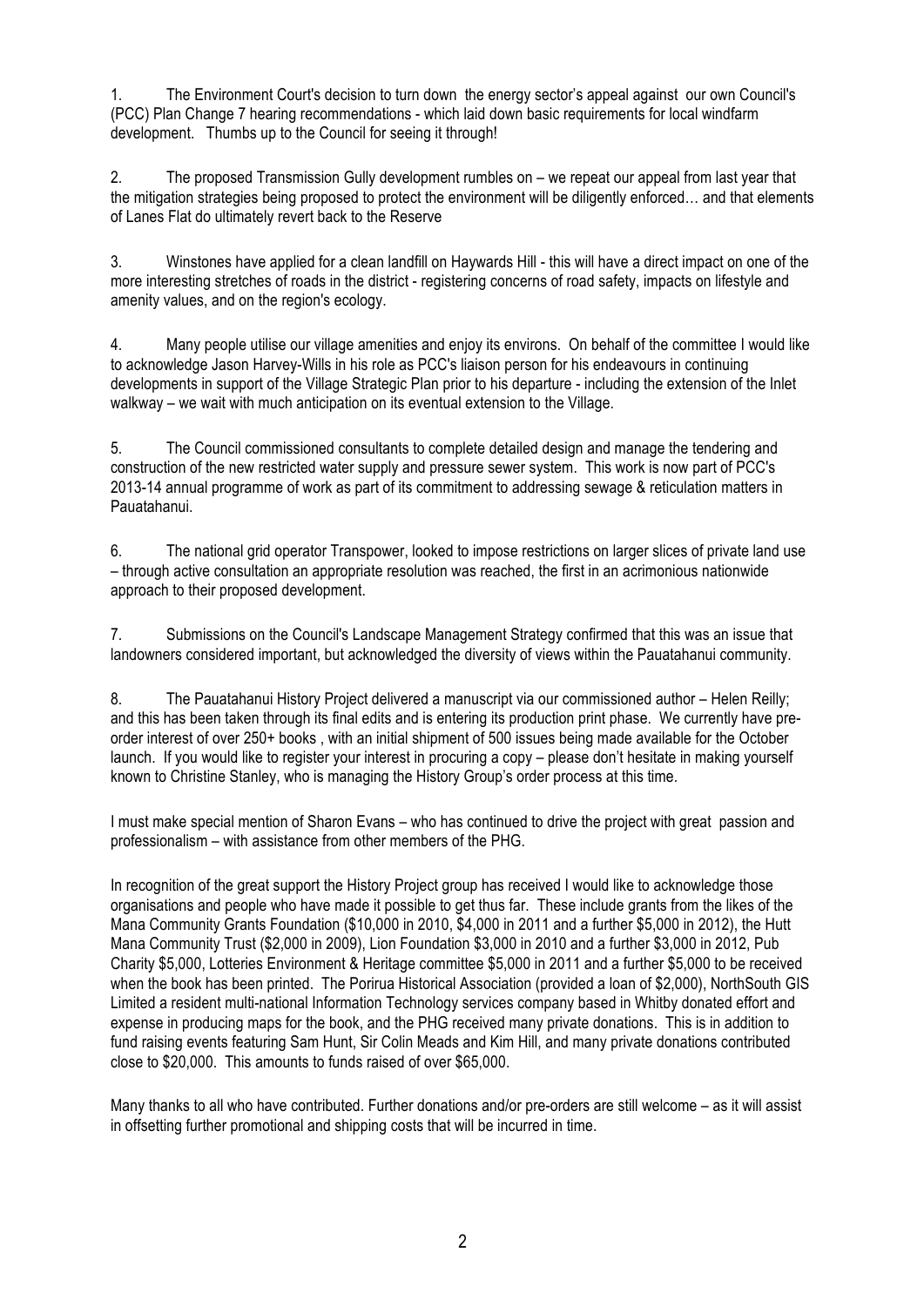1. The Environment Court's decision to turn down the energy sector's appeal against our own Council's (PCC) Plan Change 7 hearing recommendations - which laid down basic requirements for local windfarm development. Thumbs up to the Council for seeing it through!

2. The proposed Transmission Gully development rumbles on – we repeat our appeal from last year that the mitigation strategies being proposed to protect the environment will be diligently enforced… and that elements of Lanes Flat do ultimately revert back to the Reserve

3. Winstones have applied for a clean landfill on Haywards Hill - this will have a direct impact on one of the more interesting stretches of roads in the district - registering concerns of road safety, impacts on lifestyle and amenity values, and on the region's ecology.

4. Many people utilise our village amenities and enjoy its environs. On behalf of the committee I would like to acknowledge Jason Harvey-Wills in his role as PCC's liaison person for his endeavours in continuing developments in support of the Village Strategic Plan prior to his departure - including the extension of the Inlet walkway – we wait with much anticipation on its eventual extension to the Village.

5. The Council commissioned consultants to complete detailed design and manage the tendering and construction of the new restricted water supply and pressure sewer system. This work is now part of PCC's 2013-14 annual programme of work as part of its commitment to addressing sewage & reticulation matters in Pauatahanui.

6. The national grid operator Transpower, looked to impose restrictions on larger slices of private land use – through active consultation an appropriate resolution was reached, the first in an acrimonious nationwide approach to their proposed development.

7. Submissions on the Council's Landscape Management Strategy confirmed that this was an issue that landowners considered important, but acknowledged the diversity of views within the Pauatahanui community.

8. The Pauatahanui History Project delivered a manuscript via our commissioned author – Helen Reilly; and this has been taken through its final edits and is entering its production print phase. We currently have pre-order interest of over 250+ books , with an initial shipment of 500 issues being made available for the October launch. If you would like to register your interest in procuring a copy – please don't hesitate in making yourself known to Christine Stanley, who is managing the History Group's order process at this time.

I must make special mention of Sharon Evans – who has continued to drive the project with great passion and professionalism – with assistance from other members of the PHG.

In recognition of the great support the History Project group has received I would like to acknowledge those organisations and people who have made it possible to get thus far. These include grants from the likes of the Mana Community Grants Foundation ($10,000 in 2010, $4,000 in 2011 and a further $5,000 in 2012), the Hutt Mana Community Trust ($2,000 in 2009), Lion Foundation $3,000 in 2010 and a further $3,000 in 2012, Pub Charity $5,000, Lotteries Environment & Heritage committee $5,000 in 2011 and a further $5,000 to be received when the book has been printed. The Porirua Historical Association (provided a loan of $2,000), NorthSouth GIS Limited a resident multi-national Information Technology services company based in Whitby donated effort and expense in producing maps for the book, and the PHG received many private donations. This is in addition to fund raising events featuring Sam Hunt, Sir Colin Meads and Kim Hill, and many private donations contributed close to $20,000. This amounts to funds raised of over $65,000.

Many thanks to all who have contributed. Further donations and/or pre-orders are still welcome – as it will assist in offsetting further promotional and shipping costs that will be incurred in time.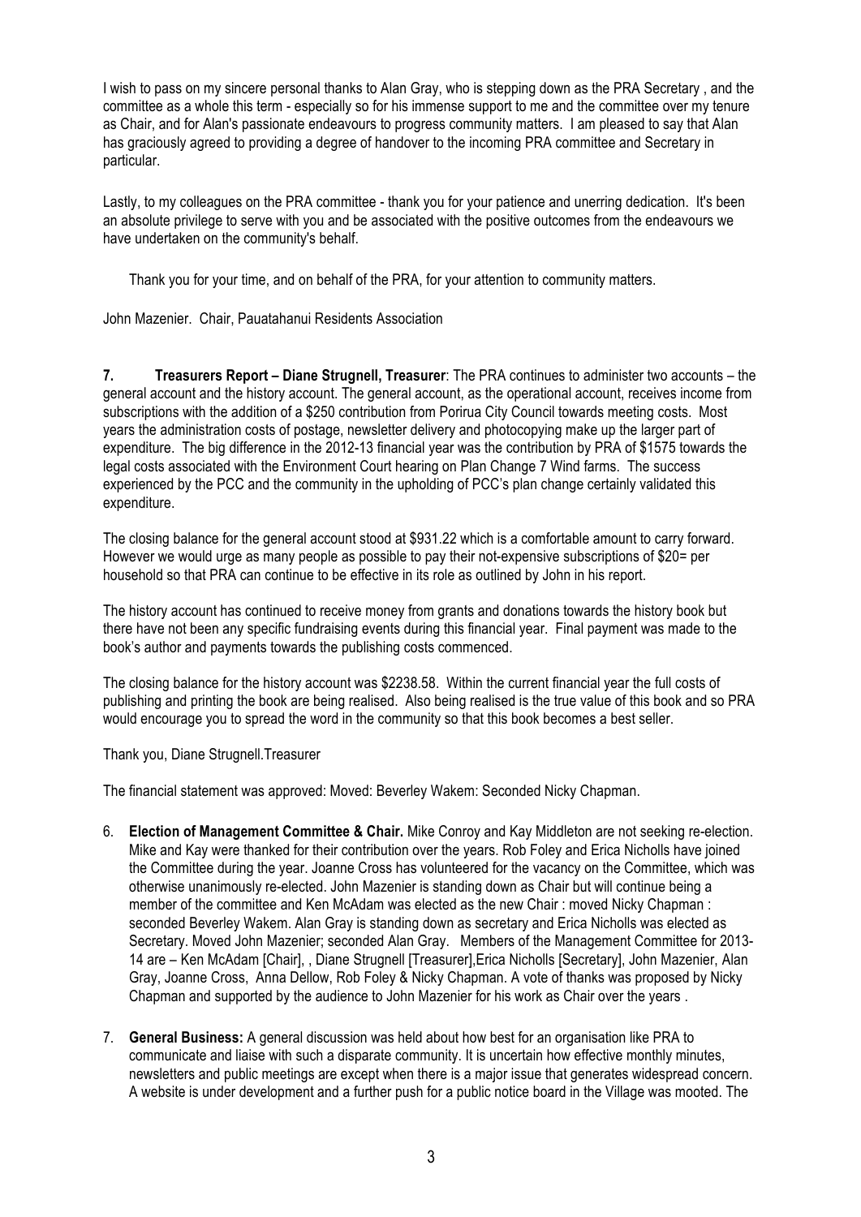I wish to pass on my sincere personal thanks to Alan Gray, who is stepping down as the PRA Secretary , and the committee as a whole this term - especially so for his immense support to me and the committee over my tenure as Chair, and for Alan's passionate endeavours to progress community matters. I am pleased to say that Alan has graciously agreed to providing a degree of handover to the incoming PRA committee and Secretary in particular.

Lastly, to my colleagues on the PRA committee - thank you for your patience and unerring dedication. It's been an absolute privilege to serve with you and be associated with the positive outcomes from the endeavours we have undertaken on the community's behalf.

Thank you for your time, and on behalf of the PRA, for your attention to community matters.

John Mazenier. Chair, Pauatahanui Residents Association

**7. Treasurers Report – Diane Strugnell, Treasurer**: The PRA continues to administer two accounts – the general account and the history account. The general account, as the operational account, receives income from subscriptions with the addition of a $250 contribution from Porirua City Council towards meeting costs. Most years the administration costs of postage, newsletter delivery and photocopying make up the larger part of expenditure. The big difference in the 2012-13 financial year was the contribution by PRA of $1575 towards the legal costs associated with the Environment Court hearing on Plan Change 7 Wind farms. The success experienced by the PCC and the community in the upholding of PCC's plan change certainly validated this expenditure.

The closing balance for the general account stood at $931.22 which is a comfortable amount to carry forward. However we would urge as many people as possible to pay their not-expensive subscriptions of $20= per household so that PRA can continue to be effective in its role as outlined by John in his report.

The history account has continued to receive money from grants and donations towards the history book but there have not been any specific fundraising events during this financial year. Final payment was made to the book's author and payments towards the publishing costs commenced.

The closing balance for the history account was $2238.58. Within the current financial year the full costs of publishing and printing the book are being realised. Also being realised is the true value of this book and so PRA would encourage you to spread the word in the community so that this book becomes a best seller.

Thank you, Diane Strugnell.Treasurer

The financial statement was approved: Moved: Beverley Wakem: Seconded Nicky Chapman.

6. **Election of Management Committee & Chair.** Mike Conroy and Kay Middleton are not seeking re-election. Mike and Kay were thanked for their contribution over the years. Rob Foley and Erica Nicholls have joined the Committee during the year. Joanne Cross has volunteered for the vacancy on the Committee, which was otherwise unanimously re-elected. John Mazenier is standing down as Chair but will continue being a member of the committee and Ken McAdam was elected as the new Chair : moved Nicky Chapman : seconded Beverley Wakem. Alan Gray is standing down as secretary and Erica Nicholls was elected as Secretary. Moved John Mazenier; seconded Alan Gray. Members of the Management Committee for 2013-14 are – Ken McAdam [Chair], , Diane Strugnell [Treasurer],Erica Nicholls [Secretary], John Mazenier, Alan Gray, Joanne Cross, Anna Dellow, Rob Foley & Nicky Chapman. A vote of thanks was proposed by Nicky Chapman and supported by the audience to John Mazenier for his work as Chair over the years .

7. **General Business:** A general discussion was held about how best for an organisation like PRA to communicate and liaise with such a disparate community. It is uncertain how effective monthly minutes, newsletters and public meetings are except when there is a major issue that generates widespread concern. A website is under development and a further push for a public notice board in the Village was mooted. The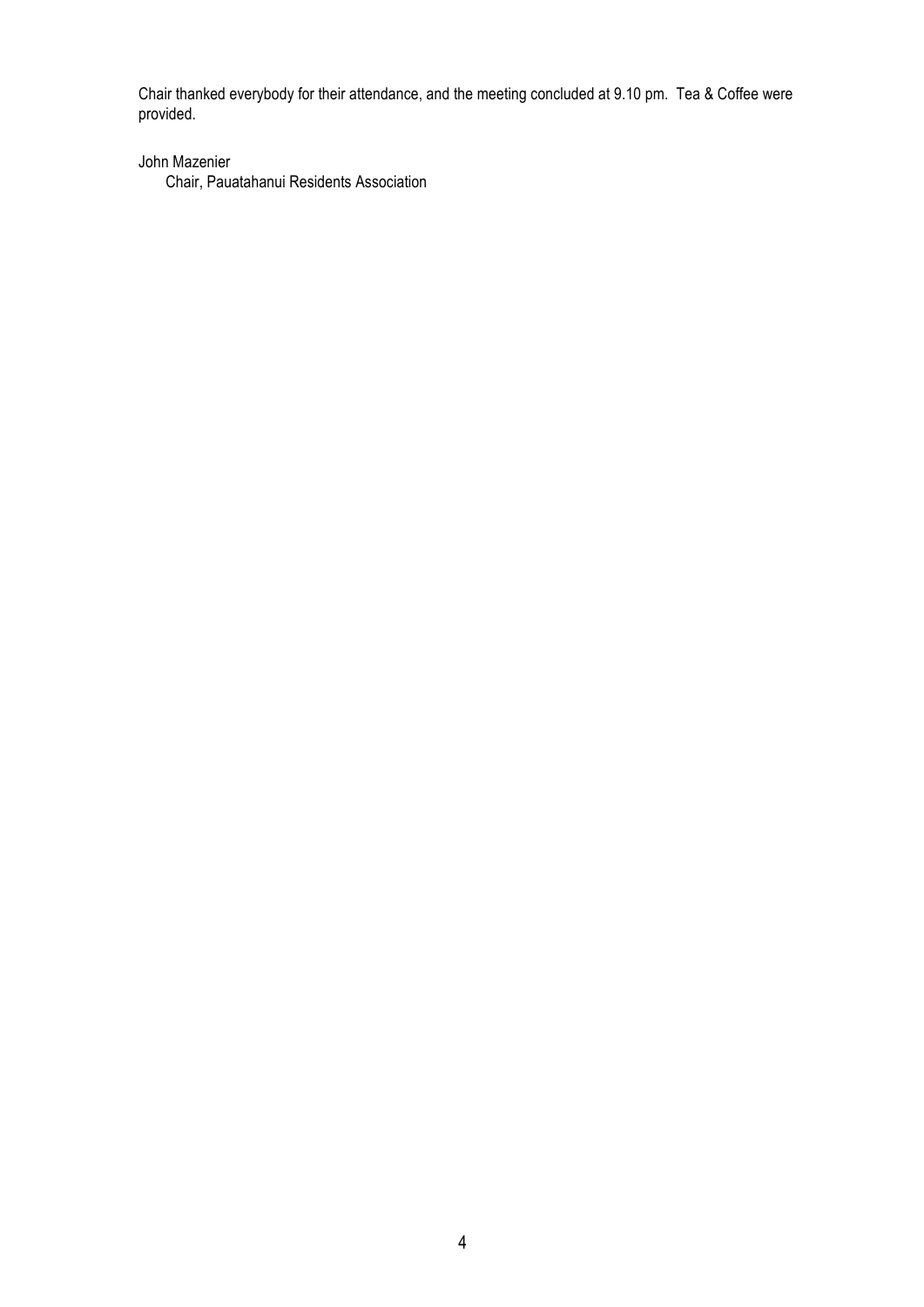Chair thanked everybody for their attendance, and the meeting concluded at 9.10 pm. Tea & Coffee were provided.

John Mazenier
Chair, Pauatahanui Residents Association